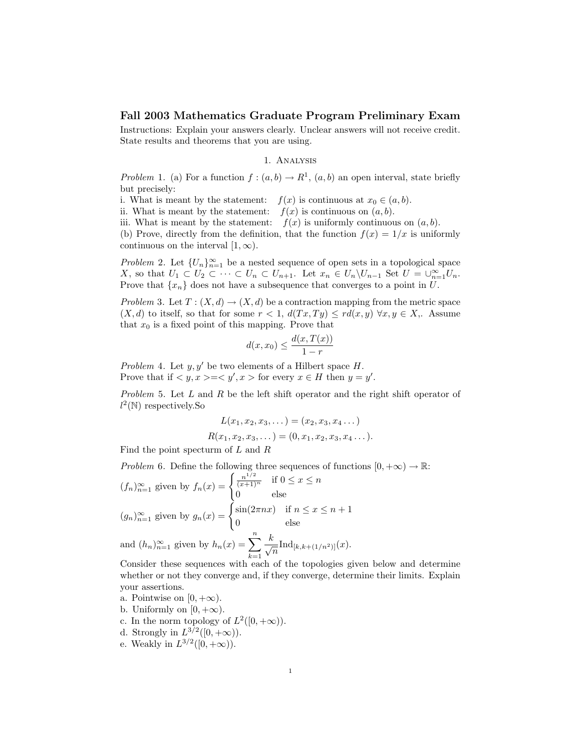# Fall 2003 Mathematics Graduate Program Preliminary Exam

Instructions: Explain your answers clearly. Unclear answers will not receive credit. State results and theorems that you are using.

## 1. Analysis

*Problem* 1. (a) For a function $f : (a, b) \to R^1$, $(a, b)$ an open interval, state briefly but precisely:

i. What is meant by the statement: $f(x)$ is continuous at $x_0 \in (a, b)$.

ii. What is meant by the statement: $f(x)$ is continuous on $(a, b)$.

iii. What is meant by the statement: $f(x)$ is uniformly continuous on $(a, b)$.

(b) Prove, directly from the definition, that the function $f(x) = 1/x$ is uniformly continuous on the interval $[1, \infty)$.

*Problem* 2. Let $\{U_n\}_{n=1}^{\infty}$ be a nested sequence of open sets in a topological space $X$, so that $U_1 \subset U_2 \subset \cdots \subset U_n \subset U_{n+1}$. Let $x_n \in U_n \backslash U_{n-1}$ Set $U = \cup_{n=1}^{\infty} U_n$. Prove that $\{x_n\}$ does not have a subsequence that converges to a point in $U$.

*Problem* 3. Let $T : (X, d) \to (X, d)$ be a contraction mapping from the metric space $(X, d)$ to itself, so that for some $r < 1$, $d(Tx, Ty) \leq r d(x, y)$ $\forall x, y \in X$,. Assume that $x_0$ is a fixed point of this mapping. Prove that

$$d(x, x_0) \leq \frac{d(x, T(x))}{1 - r}$$

*Problem* 4. Let $y, y'$ be two elements of a Hilbert space $H$.
Prove that if $< y, x > = < y', x >$ for every $x \in H$ then $y = y'$.

*Problem* 5. Let $L$ and $R$ be the left shift operator and the right shift operator of $l^2(\mathbb{N})$ respectively.So

$$L(x_1, x_2, x_3, \dots) = (x_2, x_3, x_4 \dots)$$

$$R(x_1, x_2, x_3, \dots) = (0, x_1, x_2, x_3, x_4 \dots).$$

Find the point specturm of $L$ and $R$

*Problem* 6. Define the following three sequences of functions $[0, +\infty) \to \mathbb{R}$:

$(f_n)_{n=1}^{\infty}$ given by $f_n(x) = \begin{cases} \frac{n^{1/2}}{(x+1)^n} & \text{if } 0 \leq x \leq n \\ 0 & \text{else} \end{cases}$

$(g_n)_{n=1}^{\infty}$ given by $g_n(x) = \begin{cases} \sin(2\pi n x) & \text{if } n \leq x \leq n+1 \\ 0 & \text{else} \end{cases}$

and $(h_n)_{n=1}^{\infty}$ given by $h_n(x) = \displaystyle\sum_{k=1}^{n} \frac{k}{\sqrt{n}} \text{Ind}_{[k, k+(1/n^2)]}(x)$.

Consider these sequences with each of the topologies given below and determine whether or not they converge and, if they converge, determine their limits. Explain your assertions.

a. Pointwise on $[0, +\infty)$.

b. Uniformly on $[0, +\infty)$.

c. In the norm topology of $L^2([0, +\infty))$.

d. Strongly in $L^{3/2}([0, +\infty))$.

e. Weakly in $L^{3/2}([0, +\infty))$.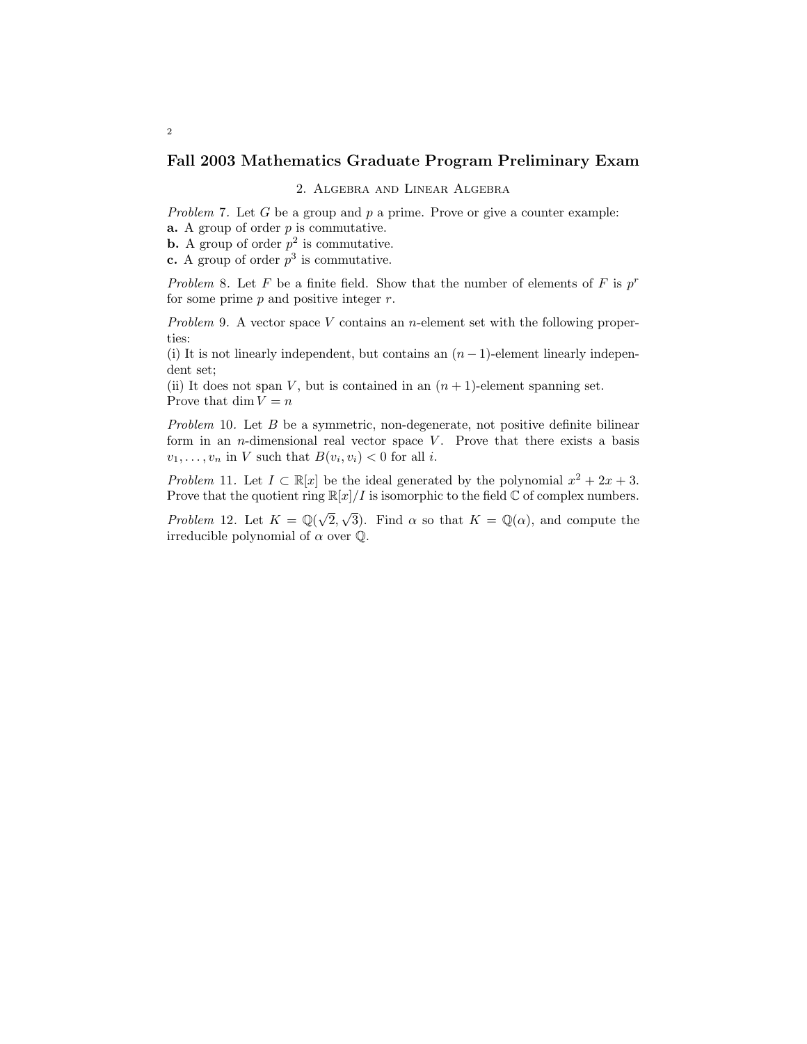## Fall 2003 Mathematics Graduate Program Preliminary Exam

### 2. Algebra and Linear Algebra

*Problem* 7. Let $G$ be a group and $p$ a prime. Prove or give a counter example:
**a.** A group of order $p$ is commutative.
**b.** A group of order $p^2$ is commutative.
**c.** A group of order $p^3$ is commutative.

*Problem* 8. Let $F$ be a finite field. Show that the number of elements of $F$ is $p^r$ for some prime $p$ and positive integer $r$.

*Problem* 9. A vector space $V$ contains an $n$-element set with the following properties:
(i) It is not linearly independent, but contains an $(n-1)$-element linearly independent set;
(ii) It does not span $V$, but is contained in an $(n+1)$-element spanning set.
Prove that $\dim V = n$

*Problem* 10. Let $B$ be a symmetric, non-degenerate, not positive definite bilinear form in an $n$-dimensional real vector space $V$. Prove that there exists a basis $v_1, \ldots, v_n$ in $V$ such that $B(v_i, v_i) < 0$ for all $i$.

*Problem* 11. Let $I \subset \mathbb{R}[x]$ be the ideal generated by the polynomial $x^2 + 2x + 3$. Prove that the quotient ring $\mathbb{R}[x]/I$ is isomorphic to the field $\mathbb{C}$ of complex numbers.

*Problem* 12. Let $K = \mathbb{Q}(\sqrt{2}, \sqrt{3})$. Find $\alpha$ so that $K = \mathbb{Q}(\alpha)$, and compute the irreducible polynomial of $\alpha$ over $\mathbb{Q}$.